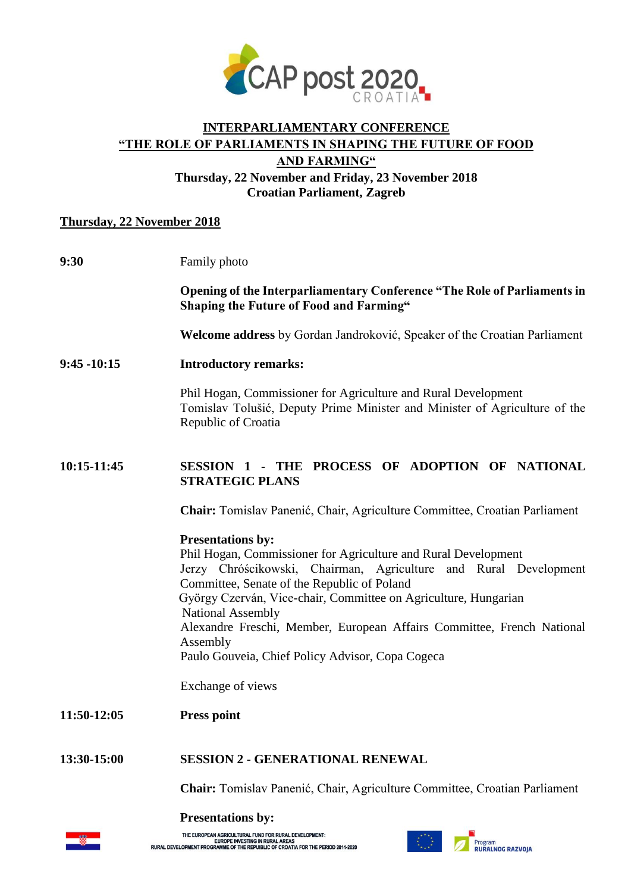# INTERPARLIAMENTARY CONFERENCE
# "THE ROLE OF PARLIAMENTS IN SHAPING THE FUTURE OF FOOD AND FARMING"

**Thursday, 22 November and Friday, 23 November 2018**
**Croatian Parliament, Zagreb**

## Thursday, 22 November 2018

**9:30**

Family photo

**Opening of the Interparliamentary Conference "The Role of Parliaments in Shaping the Future of Food and Farming"**

**Welcome address** by Gordan Jandroković, Speaker of the Croatian Parliament

**9:45 -10:15**

**Introductory remarks:**

Phil Hogan, Commissioner for Agriculture and Rural Development
Tomislav Tolušić, Deputy Prime Minister and Minister of Agriculture of the Republic of Croatia

**10:15-11:45**

**SESSION 1 - THE PROCESS OF ADOPTION OF NATIONAL STRATEGIC PLANS**

**Chair:** Tomislav Panenić, Chair, Agriculture Committee, Croatian Parliament

**Presentations by:**
Phil Hogan, Commissioner for Agriculture and Rural Development
Jerzy Chróścikowski, Chairman, Agriculture and Rural Development Committee, Senate of the Republic of Poland
György Czerván, Vice-chair, Committee on Agriculture, Hungarian National Assembly
Alexandre Freschi, Member, European Affairs Committee, French National Assembly
Paulo Gouveia, Chief Policy Advisor, Copa Cogeca

Exchange of views

**11:50-12:05**

**Press point**

**13:30-15:00**

**SESSION 2 - GENERATIONAL RENEWAL**

**Chair:** Tomislav Panenić, Chair, Agriculture Committee, Croatian Parliament

**Presentations by:**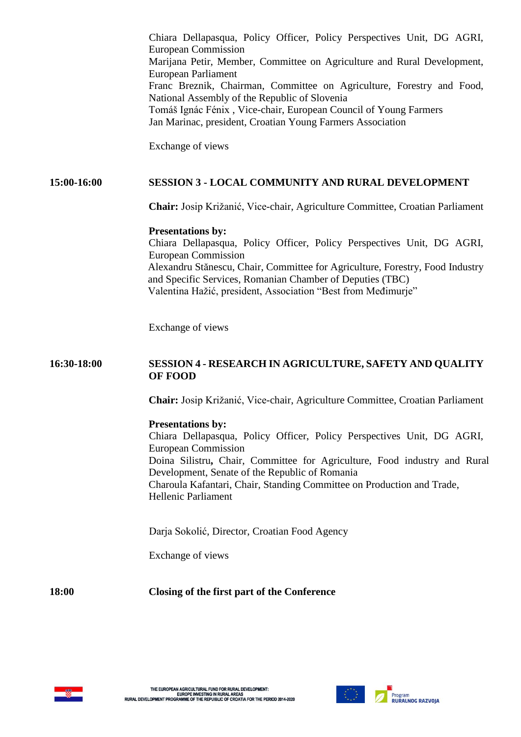Chiara Dellapasqua, Policy Officer, Policy Perspectives Unit, DG AGRI, European Commission
Marijana Petir, Member, Committee on Agriculture and Rural Development, European Parliament
Franc Breznik, Chairman, Committee on Agriculture, Forestry and Food, National Assembly of the Republic of Slovenia
Tomáš Ignác Fénix , Vice-chair, European Council of Young Farmers
Jan Marinac, president, Croatian Young Farmers Association

Exchange of views

**15:00-16:00** **SESSION 3 - LOCAL COMMUNITY AND RURAL DEVELOPMENT**

**Chair:** Josip Križanić, Vice-chair, Agriculture Committee, Croatian Parliament

**Presentations by:**
Chiara Dellapasqua, Policy Officer, Policy Perspectives Unit, DG AGRI, European Commission
Alexandru Stănescu, Chair, Committee for Agriculture, Forestry, Food Industry and Specific Services, Romanian Chamber of Deputies (TBC)
Valentina Hažić, president, Association "Best from Međimurje"

Exchange of views

**16:30-18:00** **SESSION 4 - RESEARCH IN AGRICULTURE, SAFETY AND QUALITY OF FOOD**

**Chair:** Josip Križanić, Vice-chair, Agriculture Committee, Croatian Parliament

**Presentations by:**
Chiara Dellapasqua, Policy Officer, Policy Perspectives Unit, DG AGRI, European Commission
Doina Silistru**,** Chair, Committee for Agriculture, Food industry and Rural Development, Senate of the Republic of Romania
Charoula Kafantari, Chair, Standing Committee on Production and Trade, Hellenic Parliament

Darja Sokolić, Director, Croatian Food Agency

Exchange of views

**18:00** **Closing of the first part of the Conference**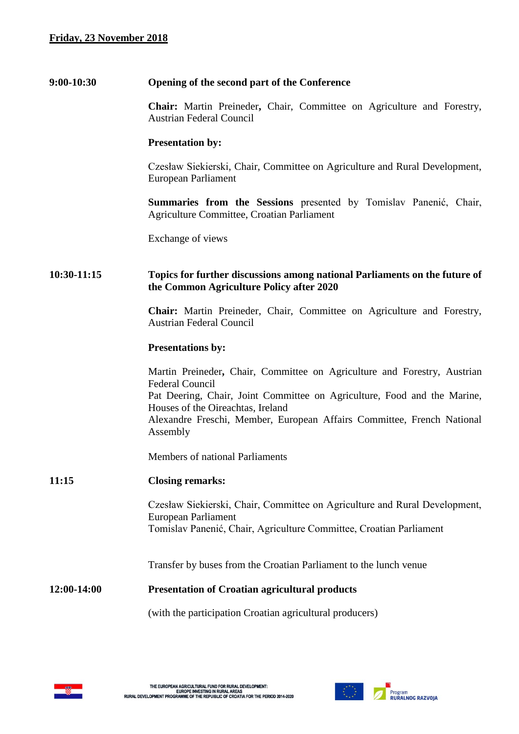**Friday, 23 November 2018**

| | |
|---|---|
| **9:00-10:30** | **Opening of the second part of the Conference** |
| | **Chair:** Martin Preineder**,** Chair, Committee on Agriculture and Forestry, Austrian Federal Council |
| | **Presentation by:** |
| | Czesław Siekierski, Chair, Committee on Agriculture and Rural Development, European Parliament |
| | **Summaries from the Sessions** presented by Tomislav Panenić, Chair, Agriculture Committee, Croatian Parliament |
| | Exchange of views |
| **10:30-11:15** | **Topics for further discussions among national Parliaments on the future of the Common Agriculture Policy after 2020** |
| | **Chair:** Martin Preineder, Chair, Committee on Agriculture and Forestry, Austrian Federal Council |
| | **Presentations by:** |
| | Martin Preineder**,** Chair, Committee on Agriculture and Forestry, Austrian Federal Council<br>Pat Deering, Chair, Joint Committee on Agriculture, Food and the Marine, Houses of the Oireachtas, Ireland<br>Alexandre Freschi, Member, European Affairs Committee, French National Assembly |
| | Members of national Parliaments |
| **11:15** | **Closing remarks:** |
| | Czesław Siekierski, Chair, Committee on Agriculture and Rural Development, European Parliament<br>Tomislav Panenić, Chair, Agriculture Committee, Croatian Parliament |
| | Transfer by buses from the Croatian Parliament to the lunch venue |
| **12:00-14:00** | **Presentation of Croatian agricultural products** |
| | (with the participation Croatian agricultural producers) |

THE EUROPEAN AGRICULTURAL FUND FOR RURAL DEVELOPMENT:
EUROPE INVESTING IN RURAL AREAS
RURAL DEVELOPMENT PROGRAMME OF THE REPUIBLIC OF CROATIA FOR THE PERIOD 2014-2020

Program RURALNOG RAZVOJA